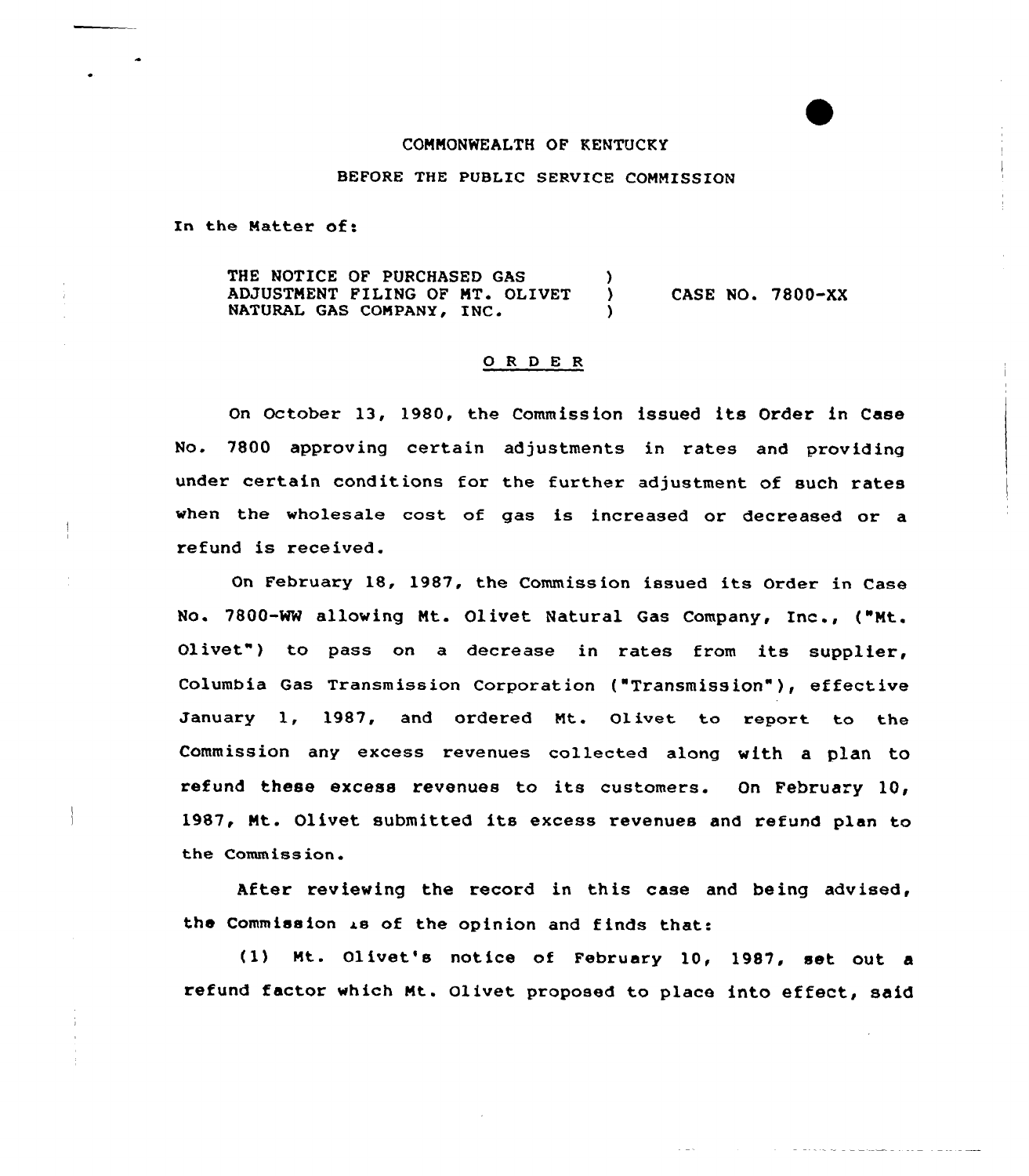COMMONWEALTH OF KENTUCKY

BEFORE THE PUBLIC SERVICE COMMISSION

In the Matter of:

| | | |
|---|---|---|
| THE NOTICE OF PURCHASED GAS ADJUSTMENT FILING OF MT. OLIVET NATURAL GAS COMPANY, INC. | ) ) ) | CASE NO. 7800-XX |

## O R D E R

On October 13, 1980, the Commission issued its Order in Case No. 7800 approving certain adjustments in rates and providing under certain conditions for the further adjustment of such rates when the wholesale cost of gas is increased or decreased or a refund is received.

On February 18, 1987, the Commission issued its Order in Case No. 7800-WW allowing Mt. Olivet Natural Gas Company, Inc., ("Mt. Olivet") to pass on a decrease in rates from its supplier, Columbia Gas Transmission Corporation ("Transmission"), effective January 1, 1987, and ordered Mt. Olivet to report to the Commission any excess revenues collected along with a plan to refund these excess revenues to its customers. On February 10, 1987, Mt. Olivet submitted its excess revenues and refund plan to the Commission.

After reviewing the record in this case and being advised, the Commission is of the opinion and finds that:

(1) Mt. Olivet's notice of February 10, 1987, set out a refund factor which Mt. Olivet proposed to place into effect, said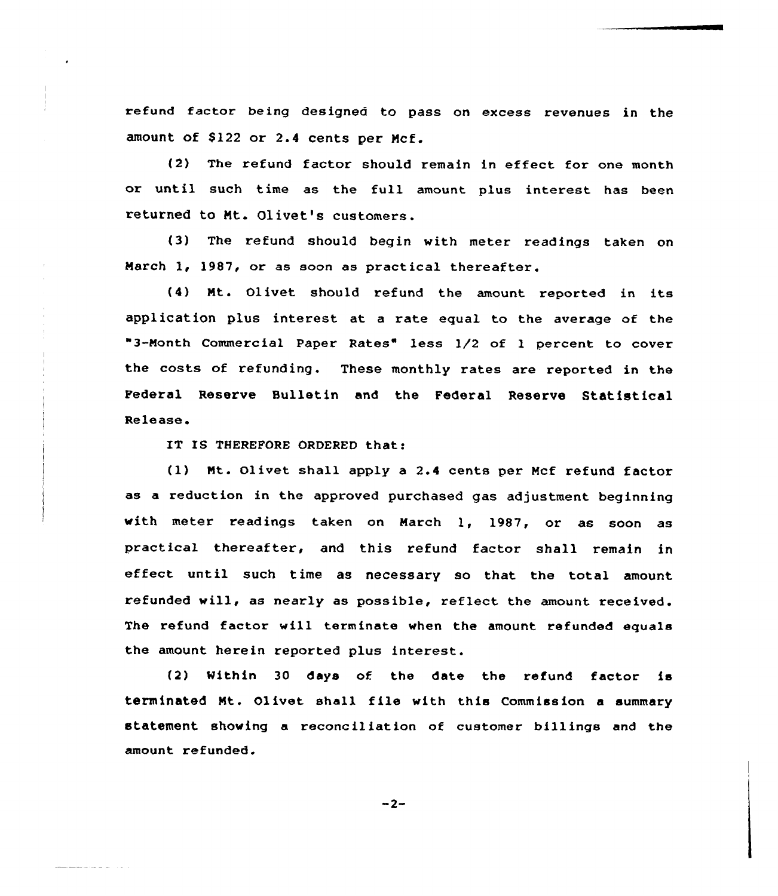refund factor being designed to pass on excess revenues in the amount of $122 or 2.4 cents per Mcf.

(2) The refund factor should remain in effect for one month or until such time as the full amount plus interest has been returned to Mt. Olivet's customers.

(3) The refund should begin with meter readings taken on March 1, 1987, or as soon as practical thereafter.

(4) Mt. Olivet should refund the amount reported in its application plus interest at a rate equal to the average of the "3-Month Commercial Paper Rates" less 1/2 of 1 percent to cover the costs of refunding. These monthly rates are reported in the Federal Reserve Bulletin and the Federal Reserve Statistical Release.

IT IS THEREFORE ORDERED that:

(1) Mt. Olivet shall apply a 2.4 cents per Mcf refund factor as a reduction in the approved purchased gas adjustment beginning with meter readings taken on March 1, 1987, or as soon as practical thereafter, and this refund factor shall remain in effect until such time as necessary so that the total amount refunded will, as nearly as possible, reflect the amount received. The refund factor will terminate when the amount refunded equals the amount herein reported plus interest.

(2) Within 30 days of the date the refund factor is terminated Mt. Olivet shall file with this Commission a summary statement showing a reconciliation of customer billings and the amount refunded.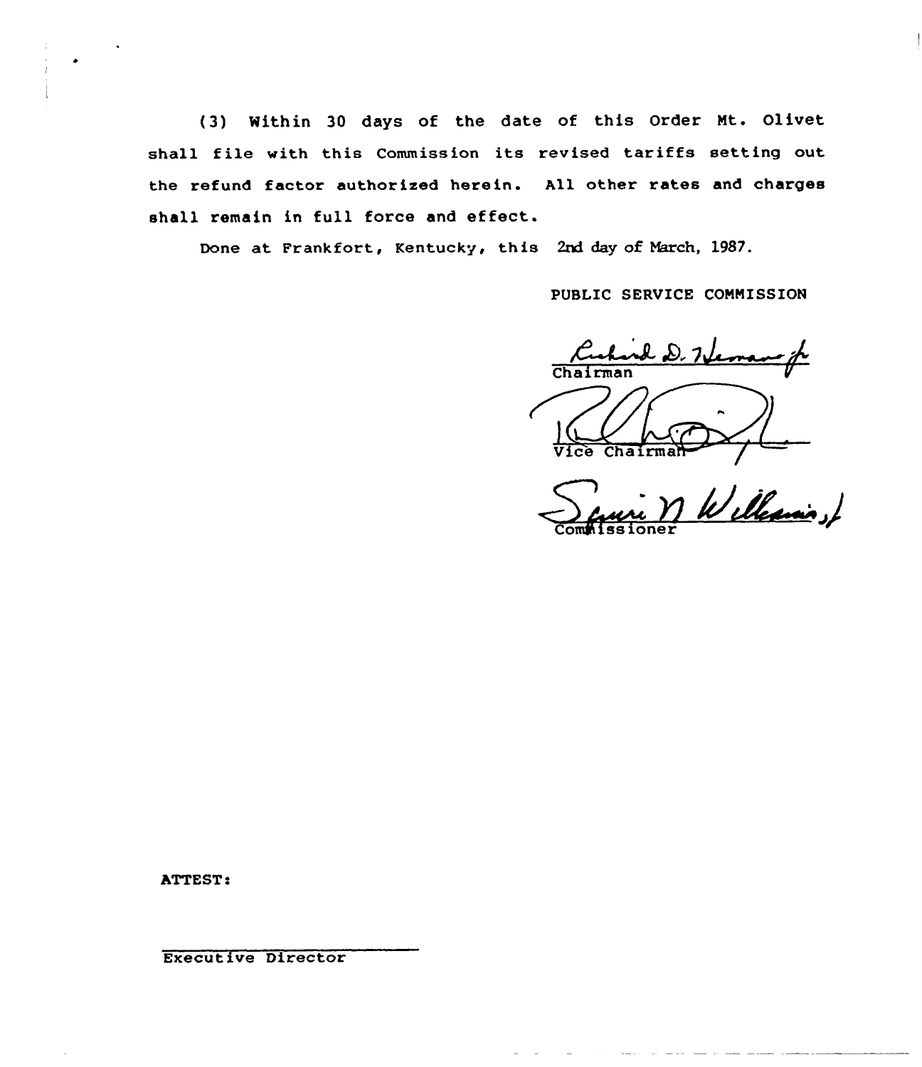(3) Within 30 days of the date of this Order Mt. Olivet shall file with this Commission its revised tariffs setting out the refund factor authorized herein. All other rates and charges shall remain in full force and effect.

Done at Frankfort, Kentucky, this 2nd day of March, 1987.

PUBLIC SERVICE COMMISSION

Chairman

Vice Chairman

Commissioner

ATTEST:

Executive Director